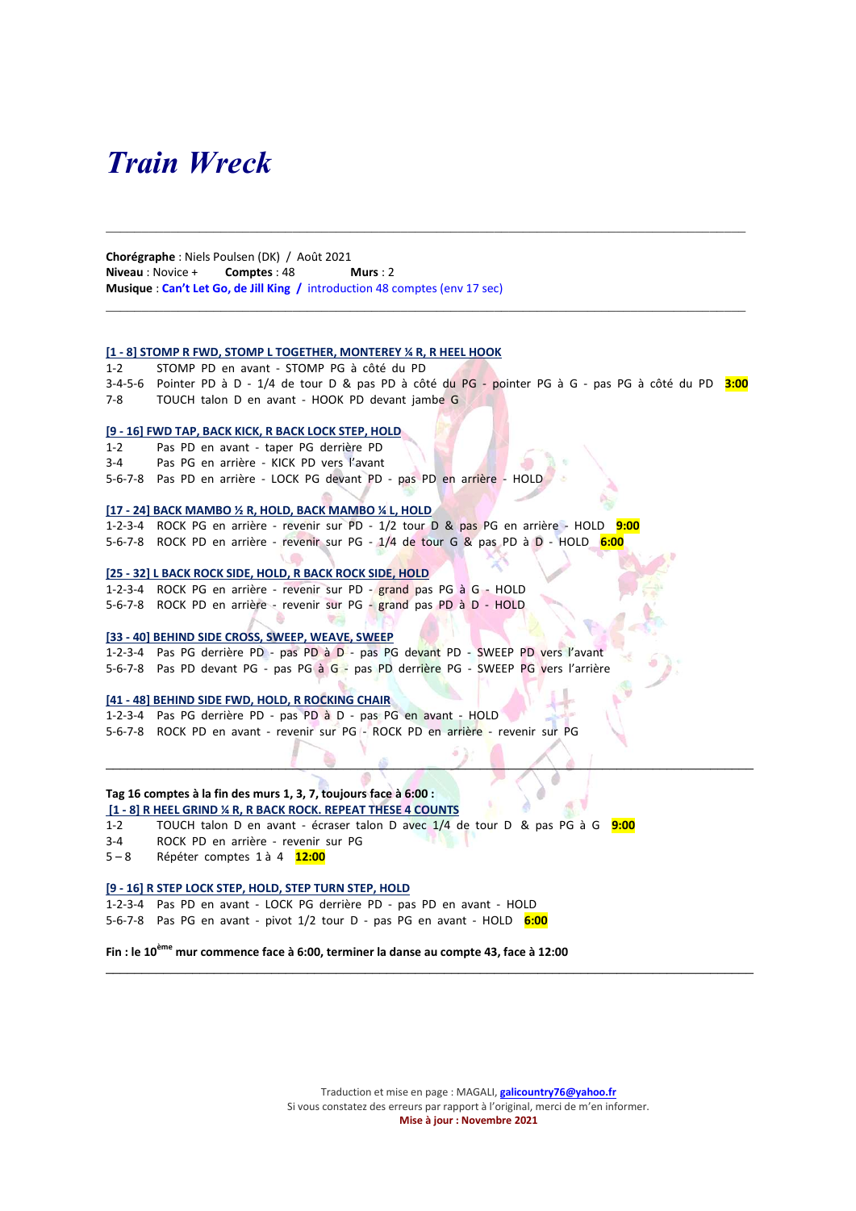# *Train Wreck*

---

**Chorégraphe** : Niels Poulsen (DK) / Août 2021
**Niveau** : Novice + **Comptes** : 48 **Murs** : 2
**Musique** : **Can't Let Go, de Jill King** / introduction 48 comptes (env 17 sec)

---

**[1 - 8] STOMP R FWD, STOMP L TOGETHER, MONTEREY ¼ R, R HEEL HOOK**

1-2 STOMP PD en avant - STOMP PG à côté du PD
3-4-5-6 Pointer PD à D - 1/4 de tour D & pas PD à côté du PG - pointer PG à G - pas PG à côté du PD **3:00**
7-8 TOUCH talon D en avant - HOOK PD devant jambe G

**[9 - 16] FWD TAP, BACK KICK, R BACK LOCK STEP, HOLD**

1-2 Pas PD en avant - taper PG derrière PD
3-4 Pas PG en arrière - KICK PD vers l'avant
5-6-7-8 Pas PD en arrière - LOCK PG devant PD - pas PD en arrière - HOLD

**[17 - 24] BACK MAMBO ½ R, HOLD, BACK MAMBO ¼ L, HOLD**

1-2-3-4 ROCK PG en arrière - revenir sur PD - 1/2 tour D & pas PG en arrière - HOLD **9:00**
5-6-7-8 ROCK PD en arrière - revenir sur PG - 1/4 de tour G & pas PD à D - HOLD **6:00**

**[25 - 32] L BACK ROCK SIDE, HOLD, R BACK ROCK SIDE, HOLD**

1-2-3-4 ROCK PG en arrière - revenir sur PD - grand pas PG à G - HOLD
5-6-7-8 ROCK PD en arrière - revenir sur PG - grand pas PD à D - HOLD

**[33 - 40] BEHIND SIDE CROSS, SWEEP, WEAVE, SWEEP**

1-2-3-4 Pas PG derrière PD - pas PD à D - pas PG devant PD - SWEEP PD vers l'avant
5-6-7-8 Pas PD devant PG - pas PG à G - pas PD derrière PG - SWEEP PG vers l'arrière

**[41 - 48] BEHIND SIDE FWD, HOLD, R ROCKING CHAIR**

1-2-3-4 Pas PG derrière PD - pas PD à D - pas PG en avant - HOLD
5-6-7-8 ROCK PD en avant - revenir sur PG - ROCK PD en arrière - revenir sur PG

---

**Tag 16 comptes à la fin des murs 1, 3, 7, toujours face à 6:00 :**

**[1 - 8] R HEEL GRIND ¼ R, R BACK ROCK. REPEAT THESE 4 COUNTS**

1-2 TOUCH talon D en avant - écraser talon D avec 1/4 de tour D & pas PG à G **9:00**
3-4 ROCK PD en arrière - revenir sur PG
5 – 8 Répéter comptes 1 à 4 **12:00**

**[9 - 16] R STEP LOCK STEP, HOLD, STEP TURN STEP, HOLD**

1-2-3-4 Pas PD en avant - LOCK PG derrière PD - pas PD en avant - HOLD
5-6-7-8 Pas PG en avant - pivot 1/2 tour D - pas PG en avant - HOLD **6:00**

**Fin : le 10ème mur commence face à 6:00, terminer la danse au compte 43, face à 12:00**

---

Traduction et mise en page : MAGALI, **galicountry76@yahoo.fr**
Si vous constatez des erreurs par rapport à l'original, merci de m'en informer.
**Mise à jour : Novembre 2021**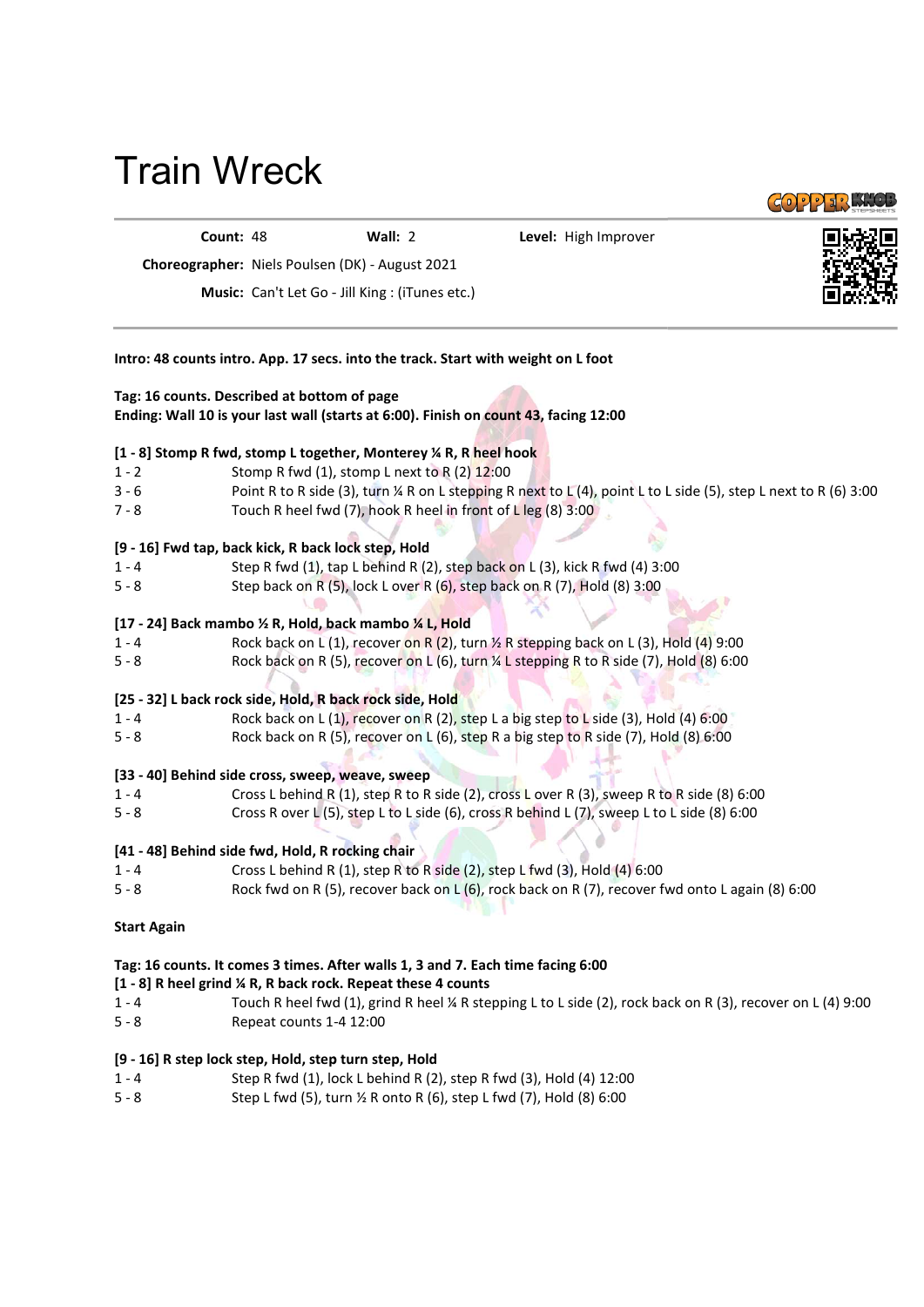# Train Wreck

**Count:** 48 **Wall:** 2 **Level:** High Improver

**Choreographer:** Niels Poulsen (DK) - August 2021

**Music:** Can't Let Go - Jill King : (iTunes etc.)

**Intro: 48 counts intro. App. 17 secs. into the track. Start with weight on L foot**

**Tag: 16 counts. Described at bottom of page**
**Ending: Wall 10 is your last wall (starts at 6:00). Finish on count 43, facing 12:00**

**[1 - 8] Stomp R fwd, stomp L together, Monterey ¼ R, R heel hook**

| | |
|---|---|
| 1 - 2 | Stomp R fwd (1), stomp L next to R (2) 12:00 |
| 3 - 6 | Point R to R side (3), turn ¼ R on L stepping R next to L (4), point L to L side (5), step L next to R (6) 3:00 |
| 7 - 8 | Touch R heel fwd (7), hook R heel in front of L leg (8) 3:00 |

**[9 - 16] Fwd tap, back kick, R back lock step, Hold**

| | |
|---|---|
| 1 - 4 | Step R fwd (1), tap L behind R (2), step back on L (3), kick R fwd (4) 3:00 |
| 5 - 8 | Step back on R (5), lock L over R (6), step back on R (7), Hold (8) 3:00 |

**[17 - 24] Back mambo ½ R, Hold, back mambo ¼ L, Hold**

| | |
|---|---|
| 1 - 4 | Rock back on L (1), recover on R (2), turn ½ R stepping back on L (3), Hold (4) 9:00 |
| 5 - 8 | Rock back on R (5), recover on L (6), turn ¼ L stepping R to R side (7), Hold (8) 6:00 |

**[25 - 32] L back rock side, Hold, R back rock side, Hold**

| | |
|---|---|
| 1 - 4 | Rock back on L (1), recover on R (2), step L a big step to L side (3), Hold (4) 6:00 |
| 5 - 8 | Rock back on R (5), recover on L (6), step R a big step to R side (7), Hold (8) 6:00 |

**[33 - 40] Behind side cross, sweep, weave, sweep**

| | |
|---|---|
| 1 - 4 | Cross L behind R (1), step R to R side (2), cross L over R (3), sweep R to R side (8) 6:00 |
| 5 - 8 | Cross R over L (5), step L to L side (6), cross R behind L (7), sweep L to L side (8) 6:00 |

**[41 - 48] Behind side fwd, Hold, R rocking chair**

| | |
|---|---|
| 1 - 4 | Cross L behind R (1), step R to R side (2), step L fwd (3), Hold (4) 6:00 |
| 5 - 8 | Rock fwd on R (5), recover back on L (6), rock back on R (7), recover fwd onto L again (8) 6:00 |

**Start Again**

**Tag: 16 counts. It comes 3 times. After walls 1, 3 and 7. Each time facing 6:00**
**[1 - 8] R heel grind ¼ R, R back rock. Repeat these 4 counts**

| | |
|---|---|
| 1 - 4 | Touch R heel fwd (1), grind R heel ¼ R stepping L to L side (2), rock back on R (3), recover on L (4) 9:00 |
| 5 - 8 | Repeat counts 1-4 12:00 |

**[9 - 16] R step lock step, Hold, step turn step, Hold**

| | |
|---|---|
| 1 - 4 | Step R fwd (1), lock L behind R (2), step R fwd (3), Hold (4) 12:00 |
| 5 - 8 | Step L fwd (5), turn ½ R onto R (6), step L fwd (7), Hold (8) 6:00 |